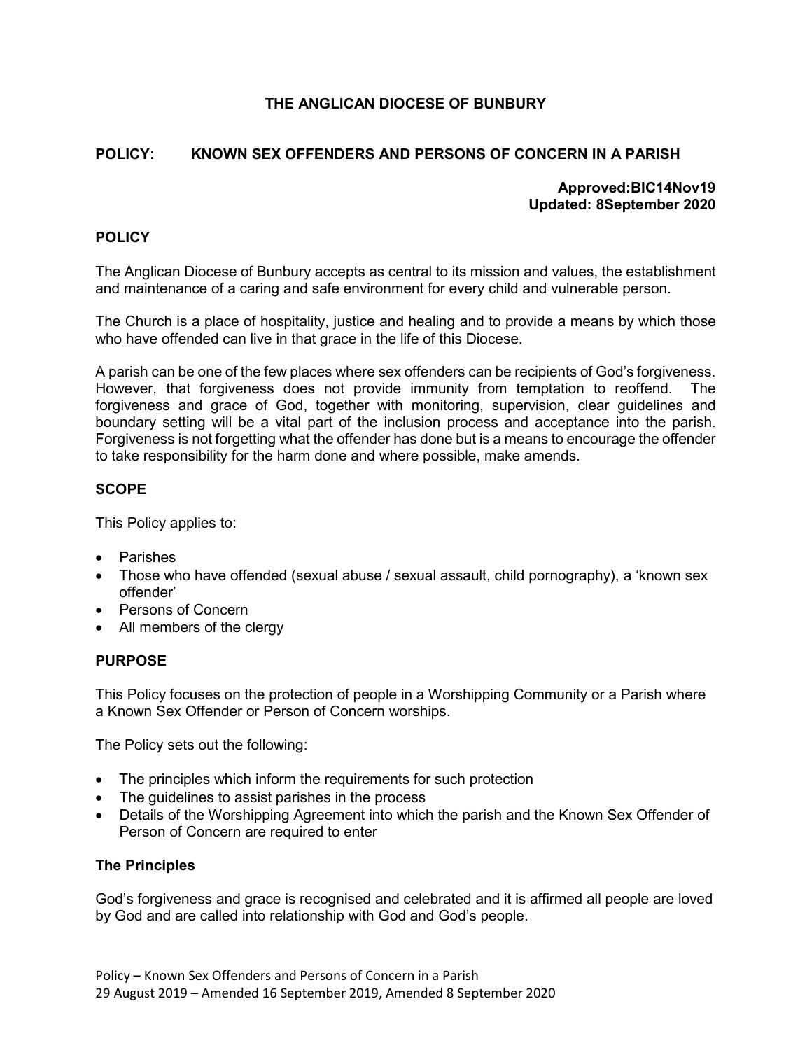# THE ANGLICAN DIOCESE OF BUNBURY

## POLICY: KNOWN SEX OFFENDERS AND PERSONS OF CONCERN IN A PARISH

**Approved:BIC14Nov19**
**Updated: 8September 2020**

### POLICY

The Anglican Diocese of Bunbury accepts as central to its mission and values, the establishment and maintenance of a caring and safe environment for every child and vulnerable person.

The Church is a place of hospitality, justice and healing and to provide a means by which those who have offended can live in that grace in the life of this Diocese.

A parish can be one of the few places where sex offenders can be recipients of God's forgiveness. However, that forgiveness does not provide immunity from temptation to reoffend. The forgiveness and grace of God, together with monitoring, supervision, clear guidelines and boundary setting will be a vital part of the inclusion process and acceptance into the parish. Forgiveness is not forgetting what the offender has done but is a means to encourage the offender to take responsibility for the harm done and where possible, make amends.

### SCOPE

This Policy applies to:

- Parishes
- Those who have offended (sexual abuse / sexual assault, child pornography), a 'known sex offender'
- Persons of Concern
- All members of the clergy

### PURPOSE

This Policy focuses on the protection of people in a Worshipping Community or a Parish where a Known Sex Offender or Person of Concern worships.

The Policy sets out the following:

- The principles which inform the requirements for such protection
- The guidelines to assist parishes in the process
- Details of the Worshipping Agreement into which the parish and the Known Sex Offender of Person of Concern are required to enter

### The Principles

God's forgiveness and grace is recognised and celebrated and it is affirmed all people are loved by God and are called into relationship with God and God's people.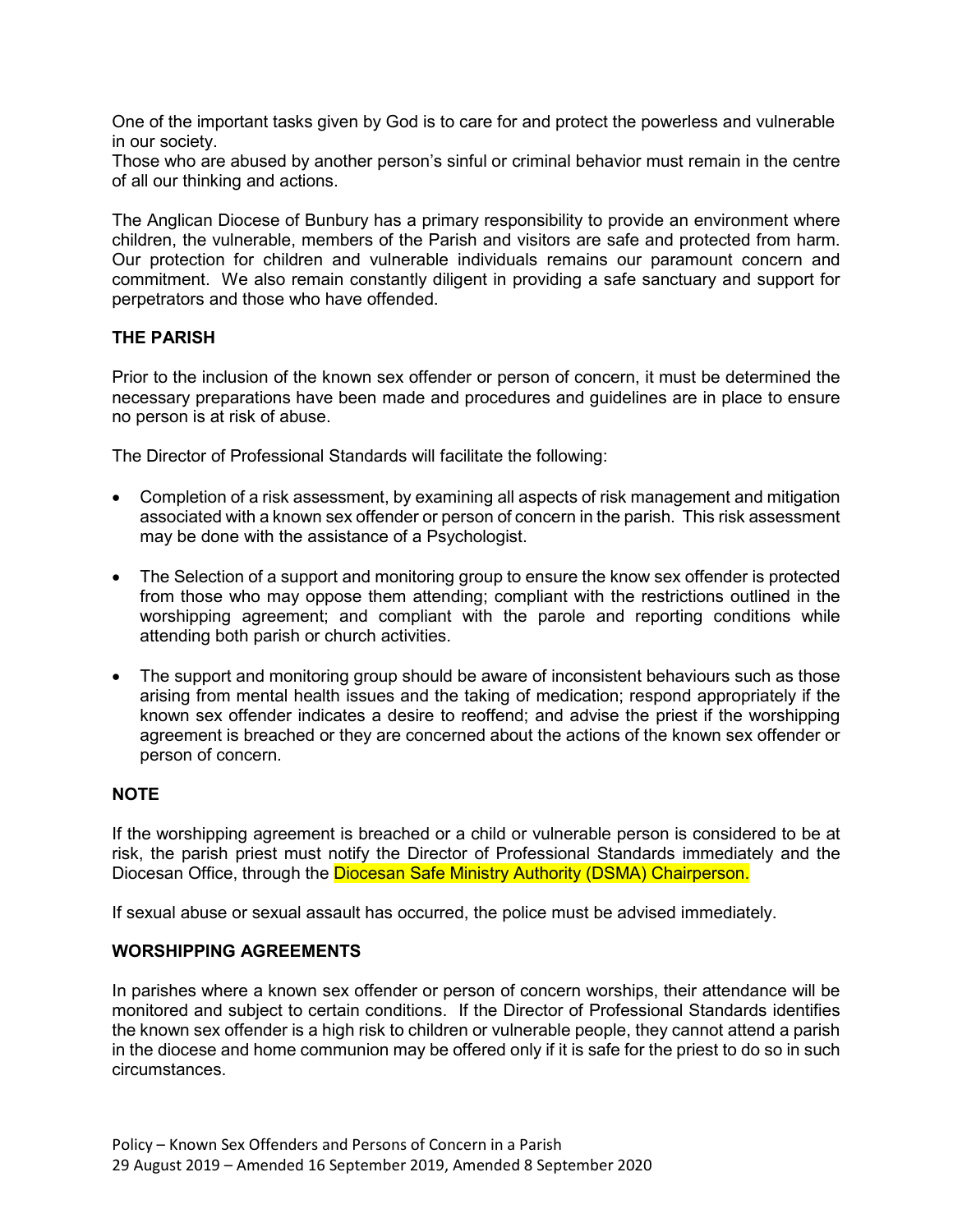One of the important tasks given by God is to care for and protect the powerless and vulnerable in our society.
Those who are abused by another person's sinful or criminal behavior must remain in the centre of all our thinking and actions.

The Anglican Diocese of Bunbury has a primary responsibility to provide an environment where children, the vulnerable, members of the Parish and visitors are safe and protected from harm. Our protection for children and vulnerable individuals remains our paramount concern and commitment. We also remain constantly diligent in providing a safe sanctuary and support for perpetrators and those who have offended.

## THE PARISH

Prior to the inclusion of the known sex offender or person of concern, it must be determined the necessary preparations have been made and procedures and guidelines are in place to ensure no person is at risk of abuse.

The Director of Professional Standards will facilitate the following:

- Completion of a risk assessment, by examining all aspects of risk management and mitigation associated with a known sex offender or person of concern in the parish. This risk assessment may be done with the assistance of a Psychologist.
- The Selection of a support and monitoring group to ensure the know sex offender is protected from those who may oppose them attending; compliant with the restrictions outlined in the worshipping agreement; and compliant with the parole and reporting conditions while attending both parish or church activities.
- The support and monitoring group should be aware of inconsistent behaviours such as those arising from mental health issues and the taking of medication; respond appropriately if the known sex offender indicates a desire to reoffend; and advise the priest if the worshipping agreement is breached or they are concerned about the actions of the known sex offender or person of concern.

## NOTE

If the worshipping agreement is breached or a child or vulnerable person is considered to be at risk, the parish priest must notify the Director of Professional Standards immediately and the Diocesan Office, through the Diocesan Safe Ministry Authority (DSMA) Chairperson.

If sexual abuse or sexual assault has occurred, the police must be advised immediately.

## WORSHIPPING AGREEMENTS

In parishes where a known sex offender or person of concern worships, their attendance will be monitored and subject to certain conditions. If the Director of Professional Standards identifies the known sex offender is a high risk to children or vulnerable people, they cannot attend a parish in the diocese and home communion may be offered only if it is safe for the priest to do so in such circumstances.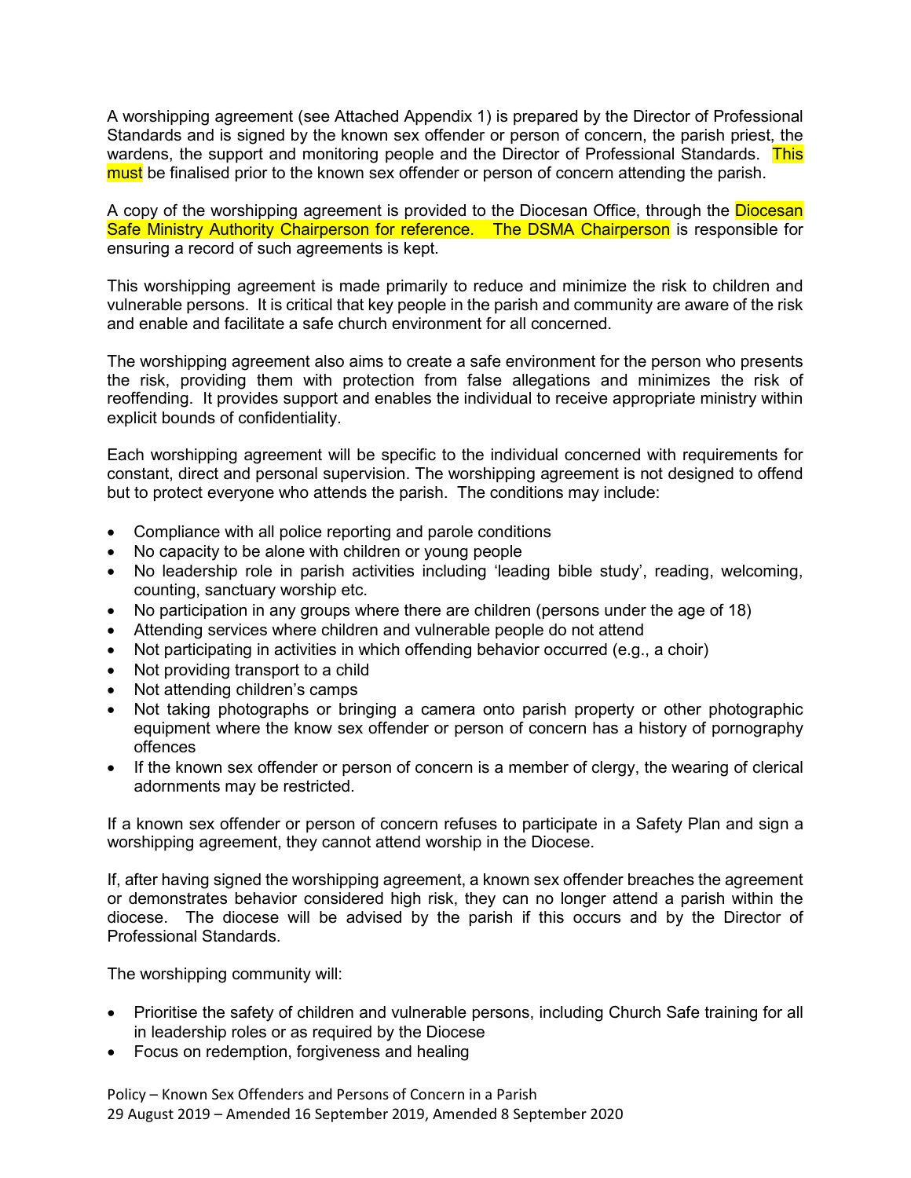A worshipping agreement (see Attached Appendix 1) is prepared by the Director of Professional Standards and is signed by the known sex offender or person of concern, the parish priest, the wardens, the support and monitoring people and the Director of Professional Standards. This must be finalised prior to the known sex offender or person of concern attending the parish.

A copy of the worshipping agreement is provided to the Diocesan Office, through the Diocesan Safe Ministry Authority Chairperson for reference. The DSMA Chairperson is responsible for ensuring a record of such agreements is kept.

This worshipping agreement is made primarily to reduce and minimize the risk to children and vulnerable persons. It is critical that key people in the parish and community are aware of the risk and enable and facilitate a safe church environment for all concerned.

The worshipping agreement also aims to create a safe environment for the person who presents the risk, providing them with protection from false allegations and minimizes the risk of reoffending. It provides support and enables the individual to receive appropriate ministry within explicit bounds of confidentiality.

Each worshipping agreement will be specific to the individual concerned with requirements for constant, direct and personal supervision. The worshipping agreement is not designed to offend but to protect everyone who attends the parish. The conditions may include:

- Compliance with all police reporting and parole conditions
- No capacity to be alone with children or young people
- No leadership role in parish activities including 'leading bible study', reading, welcoming, counting, sanctuary worship etc.
- No participation in any groups where there are children (persons under the age of 18)
- Attending services where children and vulnerable people do not attend
- Not participating in activities in which offending behavior occurred (e.g., a choir)
- Not providing transport to a child
- Not attending children's camps
- Not taking photographs or bringing a camera onto parish property or other photographic equipment where the know sex offender or person of concern has a history of pornography offences
- If the known sex offender or person of concern is a member of clergy, the wearing of clerical adornments may be restricted.

If a known sex offender or person of concern refuses to participate in a Safety Plan and sign a worshipping agreement, they cannot attend worship in the Diocese.

If, after having signed the worshipping agreement, a known sex offender breaches the agreement or demonstrates behavior considered high risk, they can no longer attend a parish within the diocese. The diocese will be advised by the parish if this occurs and by the Director of Professional Standards.

The worshipping community will:

- Prioritise the safety of children and vulnerable persons, including Church Safe training for all in leadership roles or as required by the Diocese
- Focus on redemption, forgiveness and healing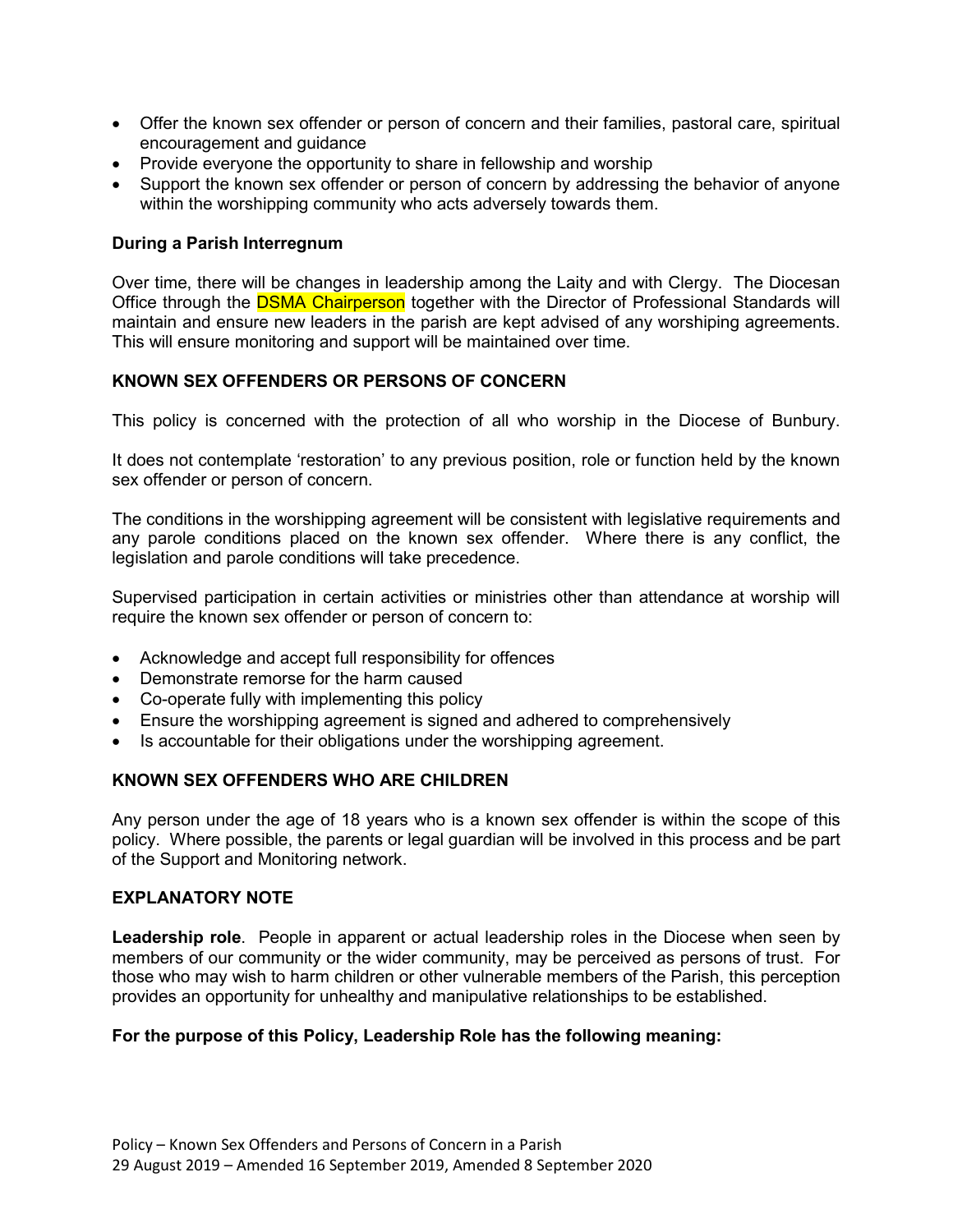- Offer the known sex offender or person of concern and their families, pastoral care, spiritual encouragement and guidance
- Provide everyone the opportunity to share in fellowship and worship
- Support the known sex offender or person of concern by addressing the behavior of anyone within the worshipping community who acts adversely towards them.

**During a Parish Interregnum**

Over time, there will be changes in leadership among the Laity and with Clergy. The Diocesan Office through the DSMA Chairperson together with the Director of Professional Standards will maintain and ensure new leaders in the parish are kept advised of any worshiping agreements. This will ensure monitoring and support will be maintained over time.

**KNOWN SEX OFFENDERS OR PERSONS OF CONCERN**

This policy is concerned with the protection of all who worship in the Diocese of Bunbury.

It does not contemplate 'restoration' to any previous position, role or function held by the known sex offender or person of concern.

The conditions in the worshipping agreement will be consistent with legislative requirements and any parole conditions placed on the known sex offender. Where there is any conflict, the legislation and parole conditions will take precedence.

Supervised participation in certain activities or ministries other than attendance at worship will require the known sex offender or person of concern to:

- Acknowledge and accept full responsibility for offences
- Demonstrate remorse for the harm caused
- Co-operate fully with implementing this policy
- Ensure the worshipping agreement is signed and adhered to comprehensively
- Is accountable for their obligations under the worshipping agreement.

**KNOWN SEX OFFENDERS WHO ARE CHILDREN**

Any person under the age of 18 years who is a known sex offender is within the scope of this policy. Where possible, the parents or legal guardian will be involved in this process and be part of the Support and Monitoring network.

**EXPLANATORY NOTE**

**Leadership role**. People in apparent or actual leadership roles in the Diocese when seen by members of our community or the wider community, may be perceived as persons of trust. For those who may wish to harm children or other vulnerable members of the Parish, this perception provides an opportunity for unhealthy and manipulative relationships to be established.

**For the purpose of this Policy, Leadership Role has the following meaning:**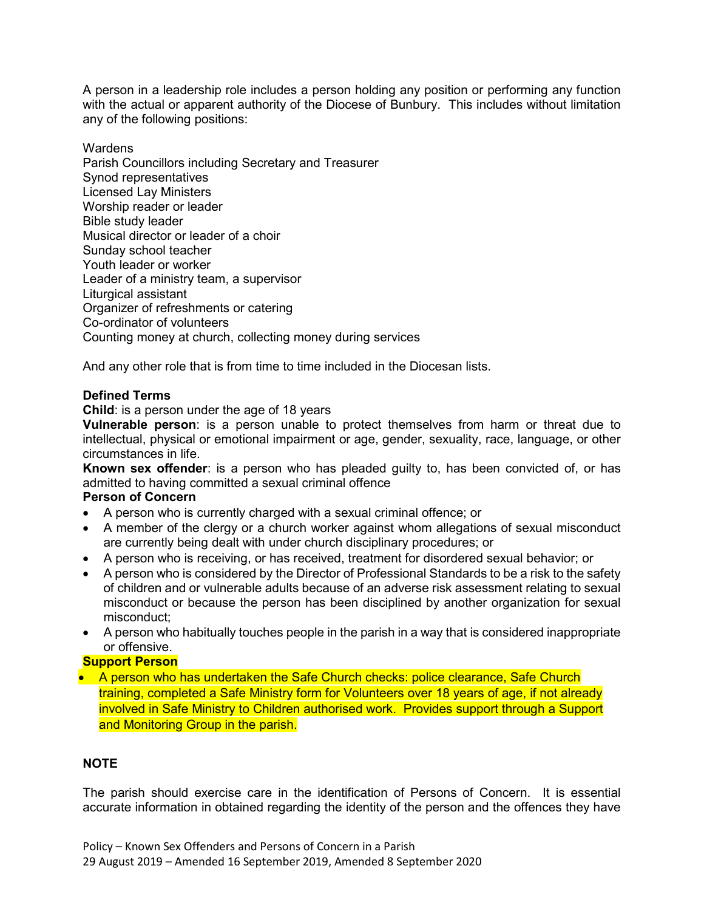A person in a leadership role includes a person holding any position or performing any function with the actual or apparent authority of the Diocese of Bunbury. This includes without limitation any of the following positions:

Wardens
Parish Councillors including Secretary and Treasurer
Synod representatives
Licensed Lay Ministers
Worship reader or leader
Bible study leader
Musical director or leader of a choir
Sunday school teacher
Youth leader or worker
Leader of a ministry team, a supervisor
Liturgical assistant
Organizer of refreshments or catering
Co-ordinator of volunteers
Counting money at church, collecting money during services

And any other role that is from time to time included in the Diocesan lists.

**Defined Terms**

**Child**: is a person under the age of 18 years

**Vulnerable person**: is a person unable to protect themselves from harm or threat due to intellectual, physical or emotional impairment or age, gender, sexuality, race, language, or other circumstances in life.

**Known sex offender**: is a person who has pleaded guilty to, has been convicted of, or has admitted to having committed a sexual criminal offence

**Person of Concern**

- A person who is currently charged with a sexual criminal offence; or
- A member of the clergy or a church worker against whom allegations of sexual misconduct are currently being dealt with under church disciplinary procedures; or
- A person who is receiving, or has received, treatment for disordered sexual behavior; or
- A person who is considered by the Director of Professional Standards to be a risk to the safety of children and or vulnerable adults because of an adverse risk assessment relating to sexual misconduct or because the person has been disciplined by another organization for sexual misconduct;
- A person who habitually touches people in the parish in a way that is considered inappropriate or offensive.

**Support Person**

- A person who has undertaken the Safe Church checks: police clearance, Safe Church training, completed a Safe Ministry form for Volunteers over 18 years of age, if not already involved in Safe Ministry to Children authorised work. Provides support through a Support and Monitoring Group in the parish.

**NOTE**

The parish should exercise care in the identification of Persons of Concern. It is essential accurate information in obtained regarding the identity of the person and the offences they have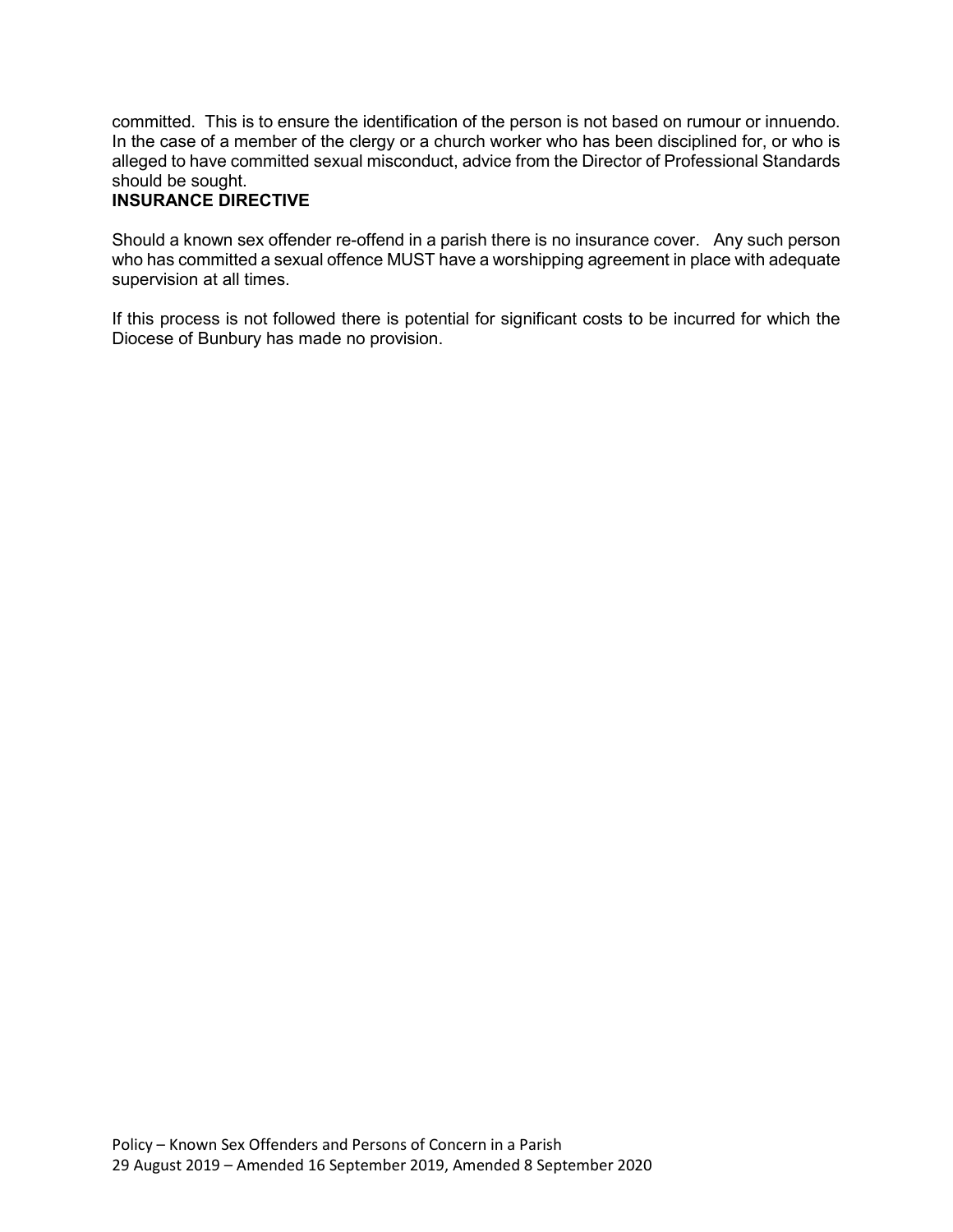committed. This is to ensure the identification of the person is not based on rumour or innuendo. In the case of a member of the clergy or a church worker who has been disciplined for, or who is alleged to have committed sexual misconduct, advice from the Director of Professional Standards should be sought.

**INSURANCE DIRECTIVE**

Should a known sex offender re-offend in a parish there is no insurance cover. Any such person who has committed a sexual offence MUST have a worshipping agreement in place with adequate supervision at all times.

If this process is not followed there is potential for significant costs to be incurred for which the Diocese of Bunbury has made no provision.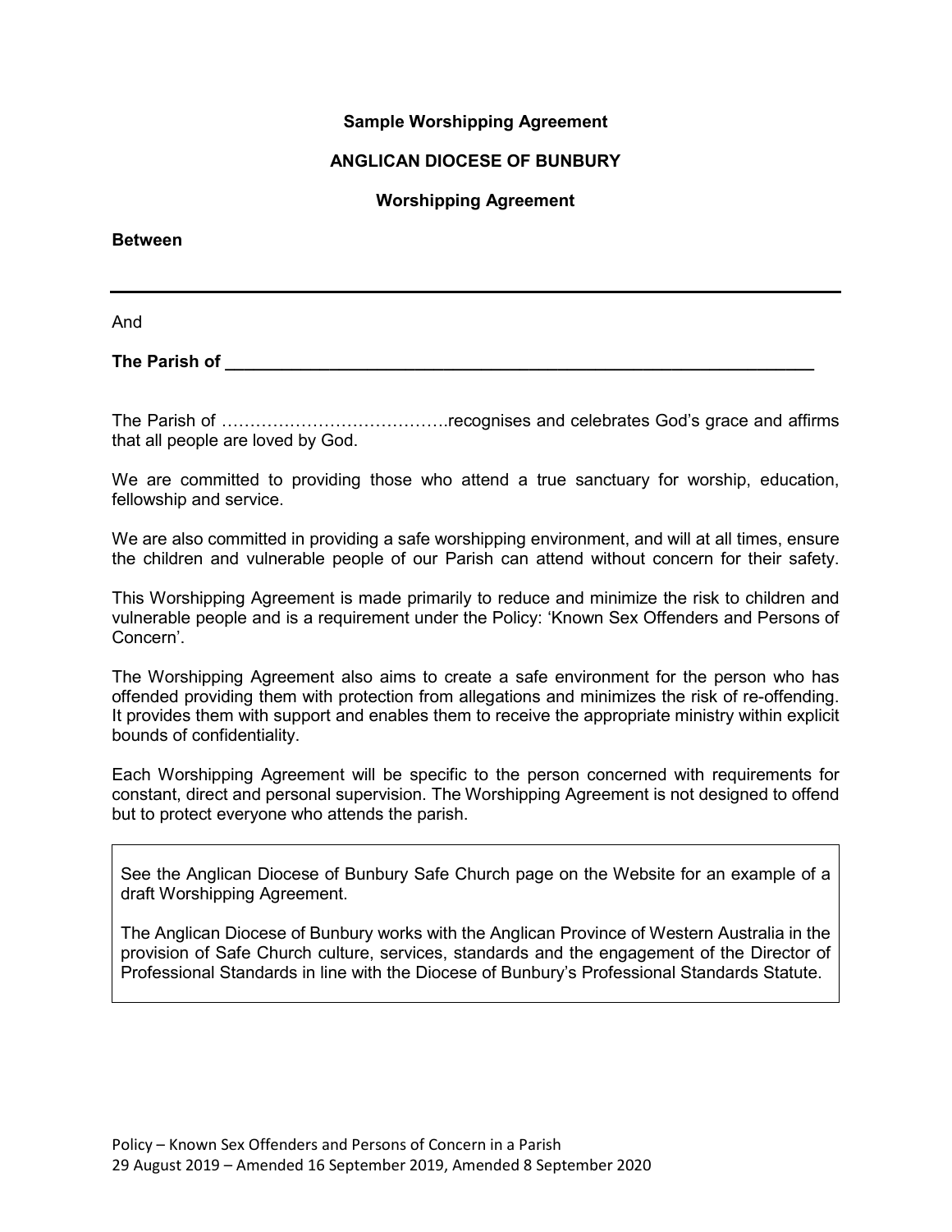**Sample Worshipping Agreement**

**ANGLICAN DIOCESE OF BUNBURY**

**Worshipping Agreement**

**Between**

\_\_\_\_\_\_\_\_\_\_\_\_\_\_\_\_\_\_\_\_\_\_\_\_\_\_\_\_\_\_\_\_\_\_\_\_\_\_\_\_\_\_\_\_\_\_\_\_\_\_\_\_\_\_\_\_\_\_\_\_\_\_\_\_\_\_

And

**The Parish of \_\_\_\_\_\_\_\_\_\_\_\_\_\_\_\_\_\_\_\_\_\_\_\_\_\_\_\_\_\_\_\_\_\_\_\_\_\_\_\_\_\_\_\_\_\_\_\_\_\_\_\_\_\_\_\_\_\_\_\_**

The Parish of …………………………………..recognises and celebrates God's grace and affirms that all people are loved by God.

We are committed to providing those who attend a true sanctuary for worship, education, fellowship and service.

We are also committed in providing a safe worshipping environment, and will at all times, ensure the children and vulnerable people of our Parish can attend without concern for their safety.

This Worshipping Agreement is made primarily to reduce and minimize the risk to children and vulnerable people and is a requirement under the Policy: 'Known Sex Offenders and Persons of Concern'.

The Worshipping Agreement also aims to create a safe environment for the person who has offended providing them with protection from allegations and minimizes the risk of re-offending. It provides them with support and enables them to receive the appropriate ministry within explicit bounds of confidentiality.

Each Worshipping Agreement will be specific to the person concerned with requirements for constant, direct and personal supervision. The Worshipping Agreement is not designed to offend but to protect everyone who attends the parish.

> See the Anglican Diocese of Bunbury Safe Church page on the Website for an example of a draft Worshipping Agreement.
>
> The Anglican Diocese of Bunbury works with the Anglican Province of Western Australia in the provision of Safe Church culture, services, standards and the engagement of the Director of Professional Standards in line with the Diocese of Bunbury's Professional Standards Statute.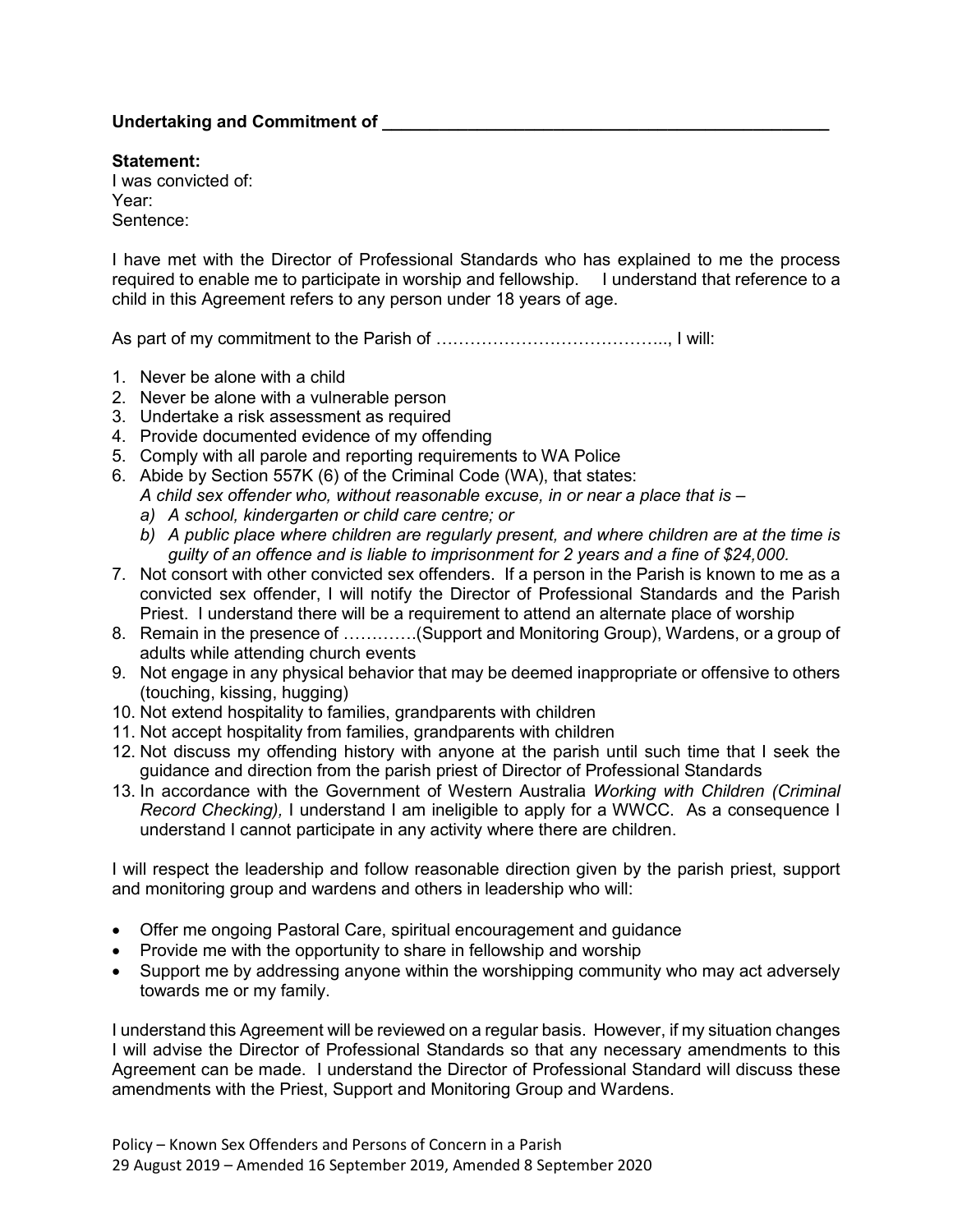**Undertaking and Commitment of \_\_\_\_\_\_\_\_\_\_\_\_\_\_\_\_\_\_\_\_\_\_\_\_\_\_\_\_\_\_\_\_\_\_\_\_\_\_\_\_\_\_\_\_\_\_\_\_\_\_\_**

**Statement:**
I was convicted of:
Year:
Sentence:

I have met with the Director of Professional Standards who has explained to me the process required to enable me to participate in worship and fellowship. I understand that reference to a child in this Agreement refers to any person under 18 years of age.

As part of my commitment to the Parish of ………………………………….., I will:

1. Never be alone with a child
2. Never be alone with a vulnerable person
3. Undertake a risk assessment as required
4. Provide documented evidence of my offending
5. Comply with all parole and reporting requirements to WA Police
6. Abide by Section 557K (6) of the Criminal Code (WA), that states:
   *A child sex offender who, without reasonable excuse, in or near a place that is –*
   a) *A school, kindergarten or child care centre; or*
   b) *A public place where children are regularly present, and where children are at the time is guilty of an offence and is liable to imprisonment for 2 years and a fine of $24,000.*
7. Not consort with other convicted sex offenders. If a person in the Parish is known to me as a convicted sex offender, I will notify the Director of Professional Standards and the Parish Priest. I understand there will be a requirement to attend an alternate place of worship
8. Remain in the presence of ………….(Support and Monitoring Group), Wardens, or a group of adults while attending church events
9. Not engage in any physical behavior that may be deemed inappropriate or offensive to others (touching, kissing, hugging)
10. Not extend hospitality to families, grandparents with children
11. Not accept hospitality from families, grandparents with children
12. Not discuss my offending history with anyone at the parish until such time that I seek the guidance and direction from the parish priest of Director of Professional Standards
13. In accordance with the Government of Western Australia *Working with Children (Criminal Record Checking),* I understand I am ineligible to apply for a WWCC. As a consequence I understand I cannot participate in any activity where there are children.

I will respect the leadership and follow reasonable direction given by the parish priest, support and monitoring group and wardens and others in leadership who will:

- Offer me ongoing Pastoral Care, spiritual encouragement and guidance
- Provide me with the opportunity to share in fellowship and worship
- Support me by addressing anyone within the worshipping community who may act adversely towards me or my family.

I understand this Agreement will be reviewed on a regular basis. However, if my situation changes I will advise the Director of Professional Standards so that any necessary amendments to this Agreement can be made. I understand the Director of Professional Standard will discuss these amendments with the Priest, Support and Monitoring Group and Wardens.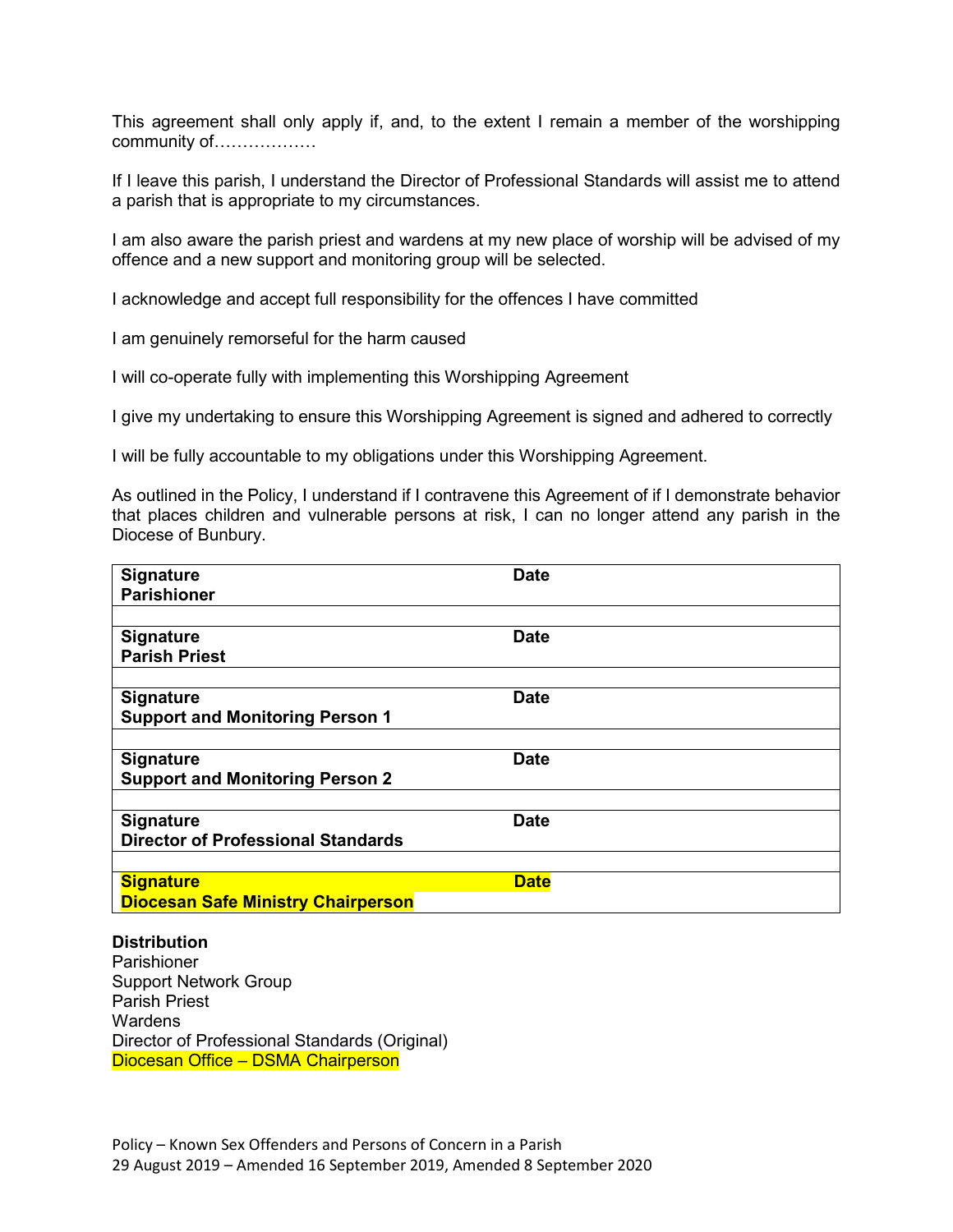This agreement shall only apply if, and, to the extent I remain a member of the worshipping community of………………

If I leave this parish, I understand the Director of Professional Standards will assist me to attend a parish that is appropriate to my circumstances.

I am also aware the parish priest and wardens at my new place of worship will be advised of my offence and a new support and monitoring group will be selected.

I acknowledge and accept full responsibility for the offences I have committed

I am genuinely remorseful for the harm caused

I will co-operate fully with implementing this Worshipping Agreement

I give my undertaking to ensure this Worshipping Agreement is signed and adhered to correctly

I will be fully accountable to my obligations under this Worshipping Agreement.

As outlined in the Policy, I understand if I contravene this Agreement of if I demonstrate behavior that places children and vulnerable persons at risk, I can no longer attend any parish in the Diocese of Bunbury.

| | |
|---|---|
| **Signature**<br>**Parishioner** | **Date** |
| | |
| **Signature**<br>**Parish Priest** | **Date** |
| | |
| **Signature**<br>**Support and Monitoring Person 1** | **Date** |
| | |
| **Signature**<br>**Support and Monitoring Person 2** | **Date** |
| | |
| **Signature**<br>**Director of Professional Standards** | **Date** |
| | |
| **Signature**<br>**Diocesan Safe Ministry Chairperson** | **Date** |

**Distribution**
Parishioner
Support Network Group
Parish Priest
Wardens
Director of Professional Standards (Original)
Diocesan Office – DSMA Chairperson